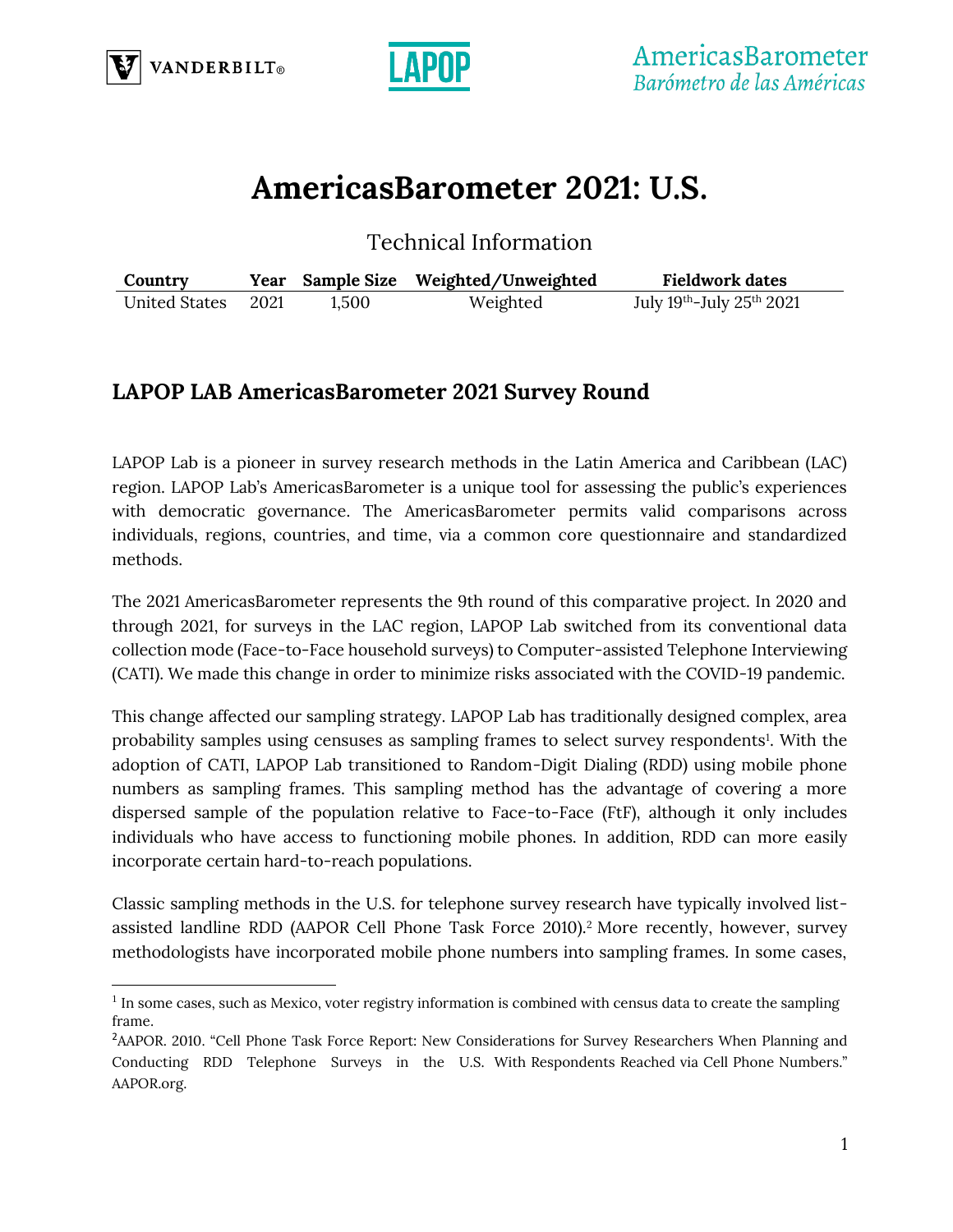# AmericasBarometer 2021: U.S.

Technical Information

| Country | Year | Sample Size | Weighted/Unweighted | Fieldwork dates |
| --- | --- | --- | --- | --- |
| United States | 2021 | 1,500 | Weighted | July 19th-July 25th 2021 |

## LAPOP LAB AmericasBarometer 2021 Survey Round

LAPOP Lab is a pioneer in survey research methods in the Latin America and Caribbean (LAC) region. LAPOP Lab's AmericasBarometer is a unique tool for assessing the public's experiences with democratic governance. The AmericasBarometer permits valid comparisons across individuals, regions, countries, and time, via a common core questionnaire and standardized methods.

The 2021 AmericasBarometer represents the 9th round of this comparative project. In 2020 and through 2021, for surveys in the LAC region, LAPOP Lab switched from its conventional data collection mode (Face-to-Face household surveys) to Computer-assisted Telephone Interviewing (CATI). We made this change in order to minimize risks associated with the COVID-19 pandemic.

This change affected our sampling strategy. LAPOP Lab has traditionally designed complex, area probability samples using censuses as sampling frames to select survey respondents[1]. With the adoption of CATI, LAPOP Lab transitioned to Random-Digit Dialing (RDD) using mobile phone numbers as sampling frames. This sampling method has the advantage of covering a more dispersed sample of the population relative to Face-to-Face (FtF), although it only includes individuals who have access to functioning mobile phones. In addition, RDD can more easily incorporate certain hard-to-reach populations.

Classic sampling methods in the U.S. for telephone survey research have typically involved list-assisted landline RDD (AAPOR Cell Phone Task Force 2010).[2] More recently, however, survey methodologists have incorporated mobile phone numbers into sampling frames. In some cases,

---

[1] In some cases, such as Mexico, voter registry information is combined with census data to create the sampling frame.

[2] AAPOR. 2010. "Cell Phone Task Force Report: New Considerations for Survey Researchers When Planning and Conducting RDD Telephone Surveys in the U.S. With Respondents Reached via Cell Phone Numbers." AAPOR.org.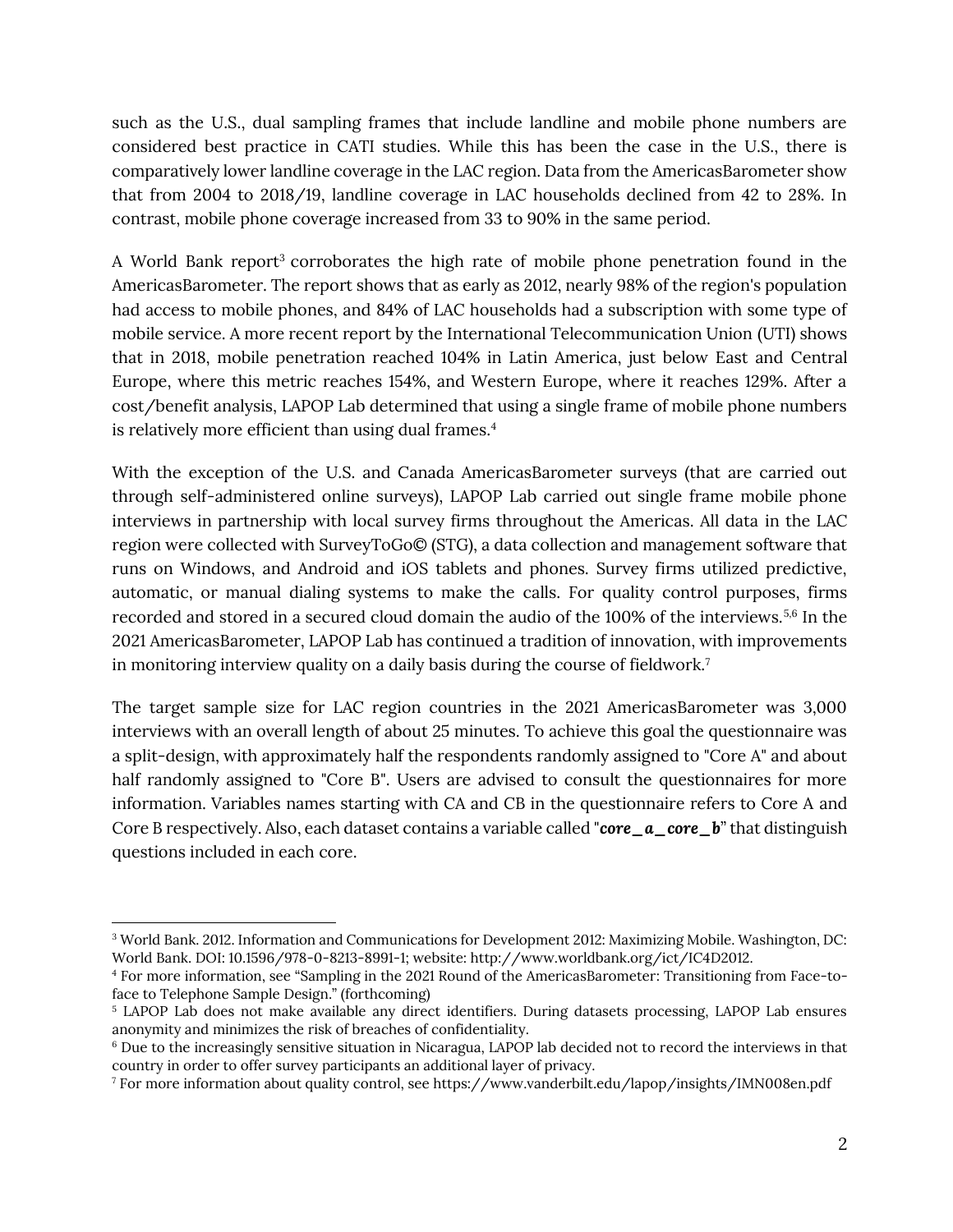such as the U.S., dual sampling frames that include landline and mobile phone numbers are considered best practice in CATI studies. While this has been the case in the U.S., there is comparatively lower landline coverage in the LAC region. Data from the AmericasBarometer show that from 2004 to 2018/19, landline coverage in LAC households declined from 42 to 28%. In contrast, mobile phone coverage increased from 33 to 90% in the same period.

A World Bank report[3] corroborates the high rate of mobile phone penetration found in the AmericasBarometer. The report shows that as early as 2012, nearly 98% of the region's population had access to mobile phones, and 84% of LAC households had a subscription with some type of mobile service. A more recent report by the International Telecommunication Union (UTI) shows that in 2018, mobile penetration reached 104% in Latin America, just below East and Central Europe, where this metric reaches 154%, and Western Europe, where it reaches 129%. After a cost/benefit analysis, LAPOP Lab determined that using a single frame of mobile phone numbers is relatively more efficient than using dual frames.[4]

With the exception of the U.S. and Canada AmericasBarometer surveys (that are carried out through self-administered online surveys), LAPOP Lab carried out single frame mobile phone interviews in partnership with local survey firms throughout the Americas. All data in the LAC region were collected with SurveyToGo© (STG), a data collection and management software that runs on Windows, and Android and iOS tablets and phones. Survey firms utilized predictive, automatic, or manual dialing systems to make the calls. For quality control purposes, firms recorded and stored in a secured cloud domain the audio of the 100% of the interviews.[5,6] In the 2021 AmericasBarometer, LAPOP Lab has continued a tradition of innovation, with improvements in monitoring interview quality on a daily basis during the course of fieldwork.[7]

The target sample size for LAC region countries in the 2021 AmericasBarometer was 3,000 interviews with an overall length of about 25 minutes. To achieve this goal the questionnaire was a split-design, with approximately half the respondents randomly assigned to "Core A" and about half randomly assigned to "Core B". Users are advised to consult the questionnaires for more information. Variables names starting with CA and CB in the questionnaire refers to Core A and Core B respectively. Also, each dataset contains a variable called "***core_a_core_b***" that distinguish questions included in each core.

---

[3] World Bank. 2012. Information and Communications for Development 2012: Maximizing Mobile. Washington, DC: World Bank. DOI: 10.1596/978-0-8213-8991-1; website: http://www.worldbank.org/ict/IC4D2012.

[4] For more information, see "Sampling in the 2021 Round of the AmericasBarometer: Transitioning from Face-to-face to Telephone Sample Design." (forthcoming)

[5] LAPOP Lab does not make available any direct identifiers. During datasets processing, LAPOP Lab ensures anonymity and minimizes the risk of breaches of confidentiality.

[6] Due to the increasingly sensitive situation in Nicaragua, LAPOP lab decided not to record the interviews in that country in order to offer survey participants an additional layer of privacy.

[7] For more information about quality control, see https://www.vanderbilt.edu/lapop/insights/IMN008en.pdf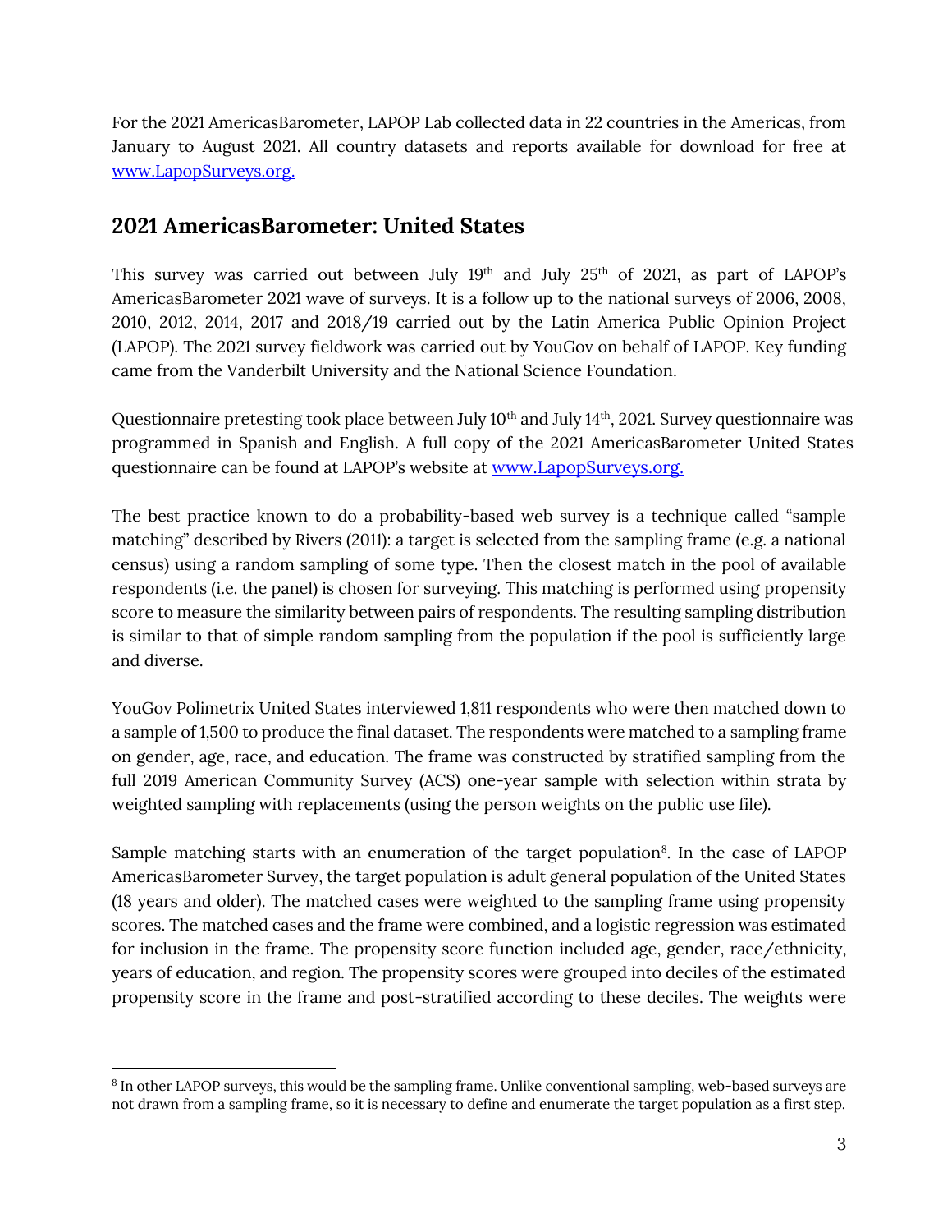For the 2021 AmericasBarometer, LAPOP Lab collected data in 22 countries in the Americas, from January to August 2021. All country datasets and reports available for download for free at [www.LapopSurveys.org.](www.LapopSurveys.org)

## 2021 AmericasBarometer: United States

This survey was carried out between July 19th and July 25th of 2021, as part of LAPOP's AmericasBarometer 2021 wave of surveys. It is a follow up to the national surveys of 2006, 2008, 2010, 2012, 2014, 2017 and 2018/19 carried out by the Latin America Public Opinion Project (LAPOP). The 2021 survey fieldwork was carried out by YouGov on behalf of LAPOP. Key funding came from the Vanderbilt University and the National Science Foundation.

Questionnaire pretesting took place between July 10th and July 14th, 2021. Survey questionnaire was programmed in Spanish and English. A full copy of the 2021 AmericasBarometer United States questionnaire can be found at LAPOP's website at [www.LapopSurveys.org.](www.LapopSurveys.org)

The best practice known to do a probability-based web survey is a technique called "sample matching" described by Rivers (2011): a target is selected from the sampling frame (e.g. a national census) using a random sampling of some type. Then the closest match in the pool of available respondents (i.e. the panel) is chosen for surveying. This matching is performed using propensity score to measure the similarity between pairs of respondents. The resulting sampling distribution is similar to that of simple random sampling from the population if the pool is sufficiently large and diverse.

YouGov Polimetrix United States interviewed 1,811 respondents who were then matched down to a sample of 1,500 to produce the final dataset. The respondents were matched to a sampling frame on gender, age, race, and education. The frame was constructed by stratified sampling from the full 2019 American Community Survey (ACS) one-year sample with selection within strata by weighted sampling with replacements (using the person weights on the public use file).

Sample matching starts with an enumeration of the target population[8]. In the case of LAPOP AmericasBarometer Survey, the target population is adult general population of the United States (18 years and older). The matched cases were weighted to the sampling frame using propensity scores. The matched cases and the frame were combined, and a logistic regression was estimated for inclusion in the frame. The propensity score function included age, gender, race/ethnicity, years of education, and region. The propensity scores were grouped into deciles of the estimated propensity score in the frame and post-stratified according to these deciles. The weights were

[8] In other LAPOP surveys, this would be the sampling frame. Unlike conventional sampling, web-based surveys are not drawn from a sampling frame, so it is necessary to define and enumerate the target population as a first step.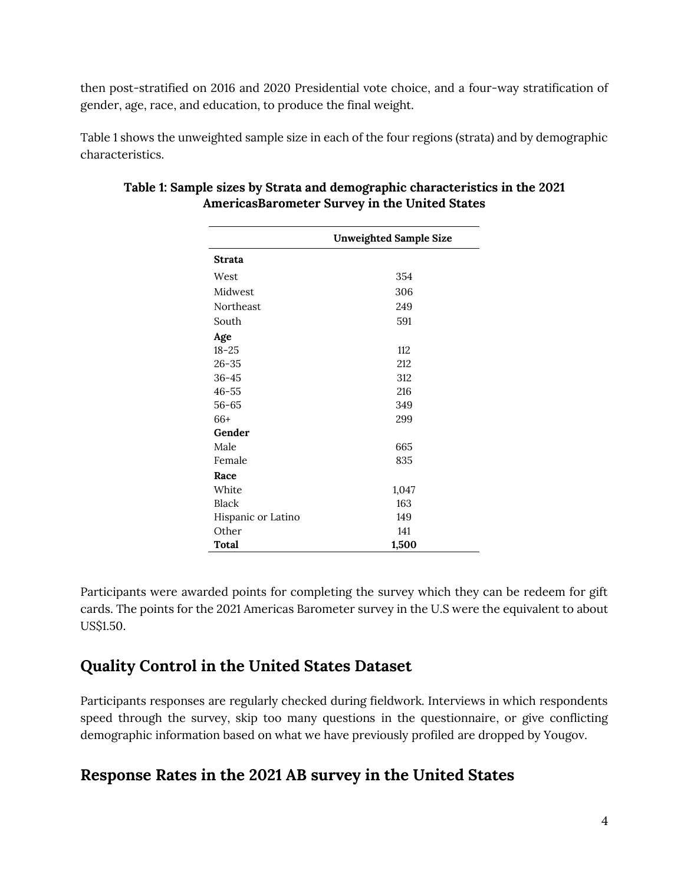then post-stratified on 2016 and 2020 Presidential vote choice, and a four-way stratification of gender, age, race, and education, to produce the final weight.

Table 1 shows the unweighted sample size in each of the four regions (strata) and by demographic characteristics.

**Table 1: Sample sizes by Strata and demographic characteristics in the 2021 AmericasBarometer Survey in the United States**

| | Unweighted Sample Size |
|---|---|
| **Strata** | |
| West | 354 |
| Midwest | 306 |
| Northeast | 249 |
| South | 591 |
| **Age** | |
| 18-25 | 112 |
| 26-35 | 212 |
| 36-45 | 312 |
| 46-55 | 216 |
| 56-65 | 349 |
| 66+ | 299 |
| **Gender** | |
| Male | 665 |
| Female | 835 |
| **Race** | |
| White | 1,047 |
| Black | 163 |
| Hispanic or Latino | 149 |
| Other | 141 |
| **Total** | **1,500** |

Participants were awarded points for completing the survey which they can be redeem for gift cards. The points for the 2021 Americas Barometer survey in the U.S were the equivalent to about US$1.50.

## Quality Control in the United States Dataset

Participants responses are regularly checked during fieldwork. Interviews in which respondents speed through the survey, skip too many questions in the questionnaire, or give conflicting demographic information based on what we have previously profiled are dropped by Yougov.

## Response Rates in the 2021 AB survey in the United States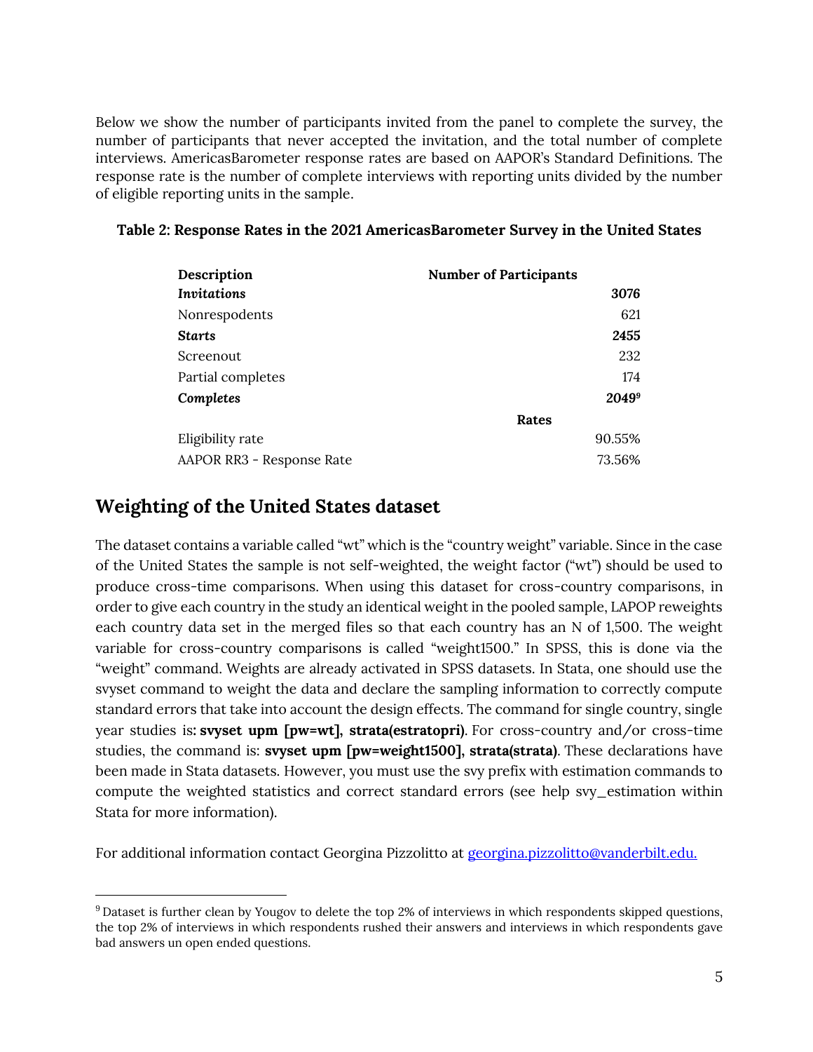Below we show the number of participants invited from the panel to complete the survey, the number of participants that never accepted the invitation, and the total number of complete interviews. AmericasBarometer response rates are based on AAPOR's Standard Definitions. The response rate is the number of complete interviews with reporting units divided by the number of eligible reporting units in the sample.

**Table 2: Response Rates in the 2021 AmericasBarometer Survey in the United States**

| Description | Number of Participants |
|---|---|
| ***Invitations*** | **3076** |
| Nonrespodents | 621 |
| ***Starts*** | **2455** |
| Screenout | 232 |
| Partial completes | 174 |
| ***Completes*** | **2049**[9] |
| | **Rates** |
| Eligibility rate | 90.55% |
| AAPOR RR3 - Response Rate | 73.56% |

## Weighting of the United States dataset

The dataset contains a variable called "wt" which is the "country weight" variable. Since in the case of the United States the sample is not self-weighted, the weight factor ("wt") should be used to produce cross-time comparisons. When using this dataset for cross-country comparisons, in order to give each country in the study an identical weight in the pooled sample, LAPOP reweights each country data set in the merged files so that each country has an N of 1,500. The weight variable for cross-country comparisons is called "weight1500." In SPSS, this is done via the "weight" command. Weights are already activated in SPSS datasets. In Stata, one should use the svyset command to weight the data and declare the sampling information to correctly compute standard errors that take into account the design effects. The command for single country, single year studies is: **svyset upm [pw=wt], strata(estratopri)**. For cross-country and/or cross-time studies, the command is: **svyset upm [pw=weight1500], strata(strata)**. These declarations have been made in Stata datasets. However, you must use the svy prefix with estimation commands to compute the weighted statistics and correct standard errors (see help svy_estimation within Stata for more information).

For additional information contact Georgina Pizzolitto at [georgina.pizzolitto@vanderbilt.edu.](mailto:georgina.pizzolitto@vanderbilt.edu)

[9] Dataset is further clean by Yougov to delete the top 2% of interviews in which respondents skipped questions, the top 2% of interviews in which respondents rushed their answers and interviews in which respondents gave bad answers un open ended questions.